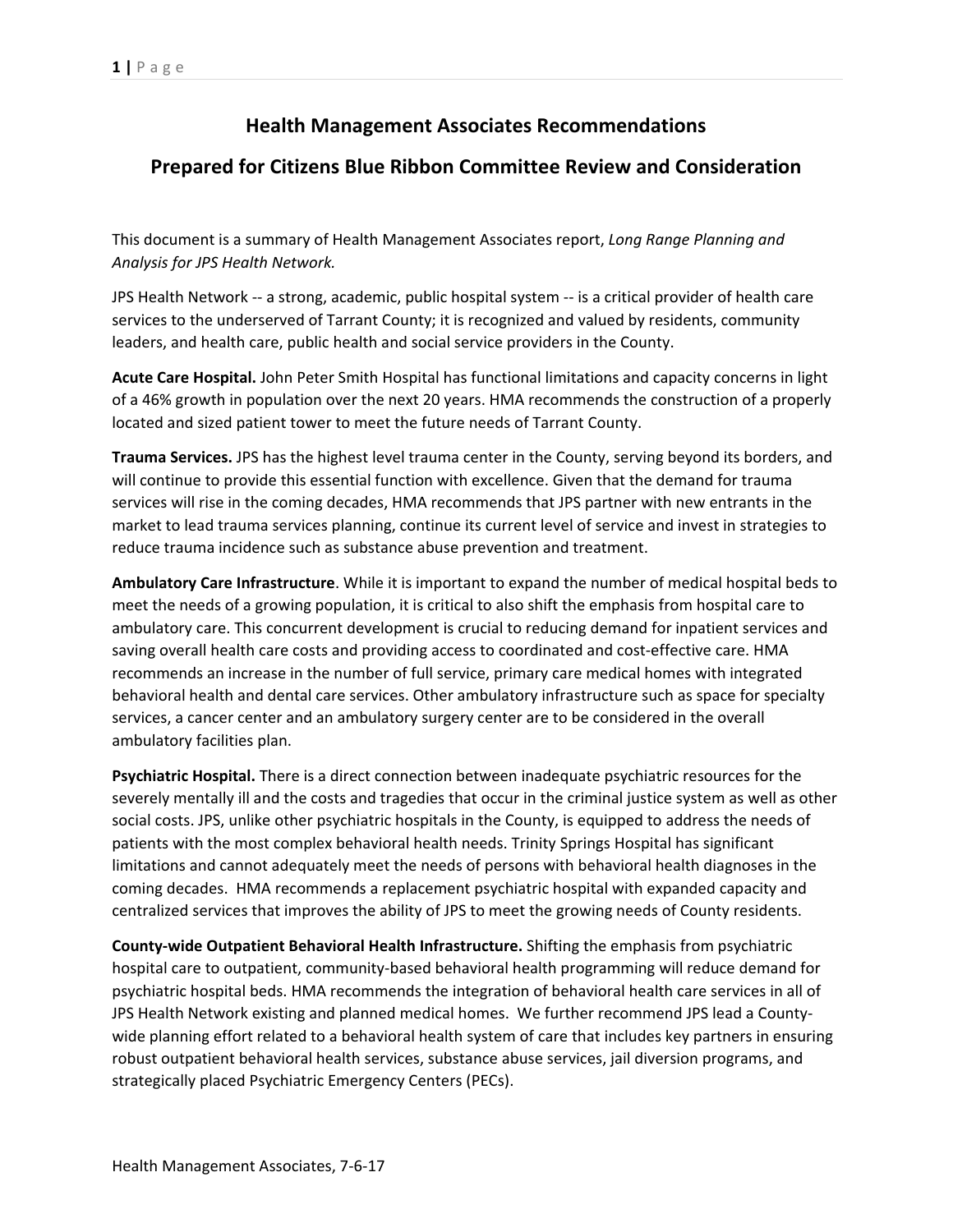# Health Management Associates Recommendations

# Prepared for Citizens Blue Ribbon Committee Review and Consideration

This document is a summary of Health Management Associates report, *Long Range Planning and Analysis for JPS Health Network.*

JPS Health Network -- a strong, academic, public hospital system -- is a critical provider of health care services to the underserved of Tarrant County; it is recognized and valued by residents, community leaders, and health care, public health and social service providers in the County.

**Acute Care Hospital.** John Peter Smith Hospital has functional limitations and capacity concerns in light of a 46% growth in population over the next 20 years. HMA recommends the construction of a properly located and sized patient tower to meet the future needs of Tarrant County.

**Trauma Services.** JPS has the highest level trauma center in the County, serving beyond its borders, and will continue to provide this essential function with excellence. Given that the demand for trauma services will rise in the coming decades, HMA recommends that JPS partner with new entrants in the market to lead trauma services planning, continue its current level of service and invest in strategies to reduce trauma incidence such as substance abuse prevention and treatment.

**Ambulatory Care Infrastructure**. While it is important to expand the number of medical hospital beds to meet the needs of a growing population, it is critical to also shift the emphasis from hospital care to ambulatory care. This concurrent development is crucial to reducing demand for inpatient services and saving overall health care costs and providing access to coordinated and cost-effective care. HMA recommends an increase in the number of full service, primary care medical homes with integrated behavioral health and dental care services. Other ambulatory infrastructure such as space for specialty services, a cancer center and an ambulatory surgery center are to be considered in the overall ambulatory facilities plan.

**Psychiatric Hospital.** There is a direct connection between inadequate psychiatric resources for the severely mentally ill and the costs and tragedies that occur in the criminal justice system as well as other social costs. JPS, unlike other psychiatric hospitals in the County, is equipped to address the needs of patients with the most complex behavioral health needs. Trinity Springs Hospital has significant limitations and cannot adequately meet the needs of persons with behavioral health diagnoses in the coming decades. HMA recommends a replacement psychiatric hospital with expanded capacity and centralized services that improves the ability of JPS to meet the growing needs of County residents.

**County-wide Outpatient Behavioral Health Infrastructure.** Shifting the emphasis from psychiatric hospital care to outpatient, community-based behavioral health programming will reduce demand for psychiatric hospital beds. HMA recommends the integration of behavioral health care services in all of JPS Health Network existing and planned medical homes. We further recommend JPS lead a County-wide planning effort related to a behavioral health system of care that includes key partners in ensuring robust outpatient behavioral health services, substance abuse services, jail diversion programs, and strategically placed Psychiatric Emergency Centers (PECs).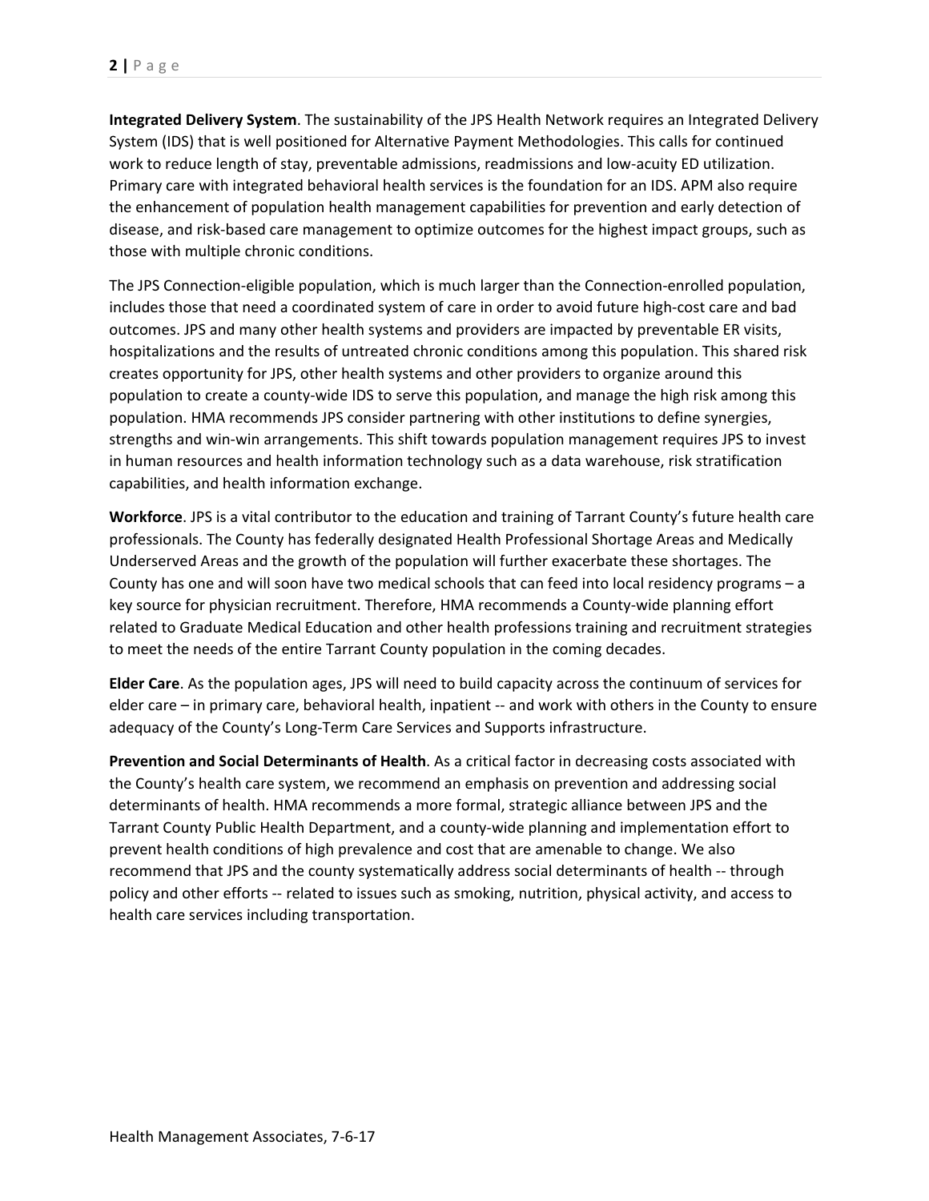**Integrated Delivery System**. The sustainability of the JPS Health Network requires an Integrated Delivery System (IDS) that is well positioned for Alternative Payment Methodologies. This calls for continued work to reduce length of stay, preventable admissions, readmissions and low-acuity ED utilization. Primary care with integrated behavioral health services is the foundation for an IDS. APM also require the enhancement of population health management capabilities for prevention and early detection of disease, and risk-based care management to optimize outcomes for the highest impact groups, such as those with multiple chronic conditions.

The JPS Connection-eligible population, which is much larger than the Connection-enrolled population, includes those that need a coordinated system of care in order to avoid future high-cost care and bad outcomes. JPS and many other health systems and providers are impacted by preventable ER visits, hospitalizations and the results of untreated chronic conditions among this population. This shared risk creates opportunity for JPS, other health systems and other providers to organize around this population to create a county-wide IDS to serve this population, and manage the high risk among this population. HMA recommends JPS consider partnering with other institutions to define synergies, strengths and win-win arrangements. This shift towards population management requires JPS to invest in human resources and health information technology such as a data warehouse, risk stratification capabilities, and health information exchange.

**Workforce**. JPS is a vital contributor to the education and training of Tarrant County's future health care professionals. The County has federally designated Health Professional Shortage Areas and Medically Underserved Areas and the growth of the population will further exacerbate these shortages. The County has one and will soon have two medical schools that can feed into local residency programs – a key source for physician recruitment. Therefore, HMA recommends a County-wide planning effort related to Graduate Medical Education and other health professions training and recruitment strategies to meet the needs of the entire Tarrant County population in the coming decades.

**Elder Care**. As the population ages, JPS will need to build capacity across the continuum of services for elder care – in primary care, behavioral health, inpatient -- and work with others in the County to ensure adequacy of the County's Long-Term Care Services and Supports infrastructure.

**Prevention and Social Determinants of Health**. As a critical factor in decreasing costs associated with the County's health care system, we recommend an emphasis on prevention and addressing social determinants of health. HMA recommends a more formal, strategic alliance between JPS and the Tarrant County Public Health Department, and a county-wide planning and implementation effort to prevent health conditions of high prevalence and cost that are amenable to change. We also recommend that JPS and the county systematically address social determinants of health -- through policy and other efforts -- related to issues such as smoking, nutrition, physical activity, and access to health care services including transportation.